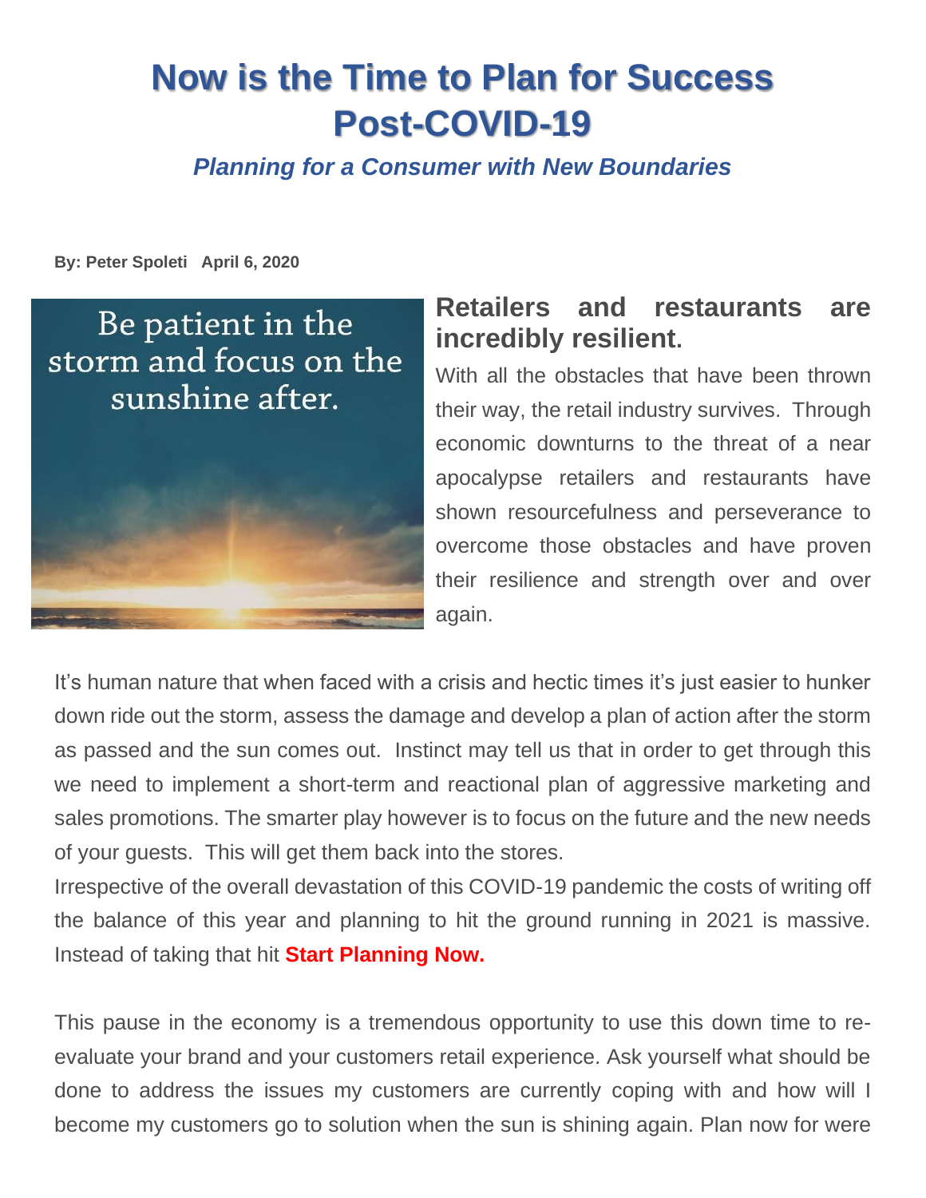# Now is the Time to Plan for Success Post-COVID-19

***Planning for a Consumer with New Boundaries***

**By: Peter Spoleti   April 6, 2020**

Be patient in the storm and focus on the sunshine after.

## Retailers and restaurants are incredibly resilient.

With all the obstacles that have been thrown their way, the retail industry survives. Through economic downturns to the threat of a near apocalypse retailers and restaurants have shown resourcefulness and perseverance to overcome those obstacles and have proven their resilience and strength over and over again.

It's human nature that when faced with a crisis and hectic times it's just easier to hunker down ride out the storm, assess the damage and develop a plan of action after the storm as passed and the sun comes out. Instinct may tell us that in order to get through this we need to implement a short-term and reactional plan of aggressive marketing and sales promotions. The smarter play however is to focus on the future and the new needs of your guests. This will get them back into the stores.

Irrespective of the overall devastation of this COVID-19 pandemic the costs of writing off the balance of this year and planning to hit the ground running in 2021 is massive. Instead of taking that hit **Start Planning Now.**

This pause in the economy is a tremendous opportunity to use this down time to re-evaluate your brand and your customers retail experience. Ask yourself what should be done to address the issues my customers are currently coping with and how will I become my customers go to solution when the sun is shining again. Plan now for were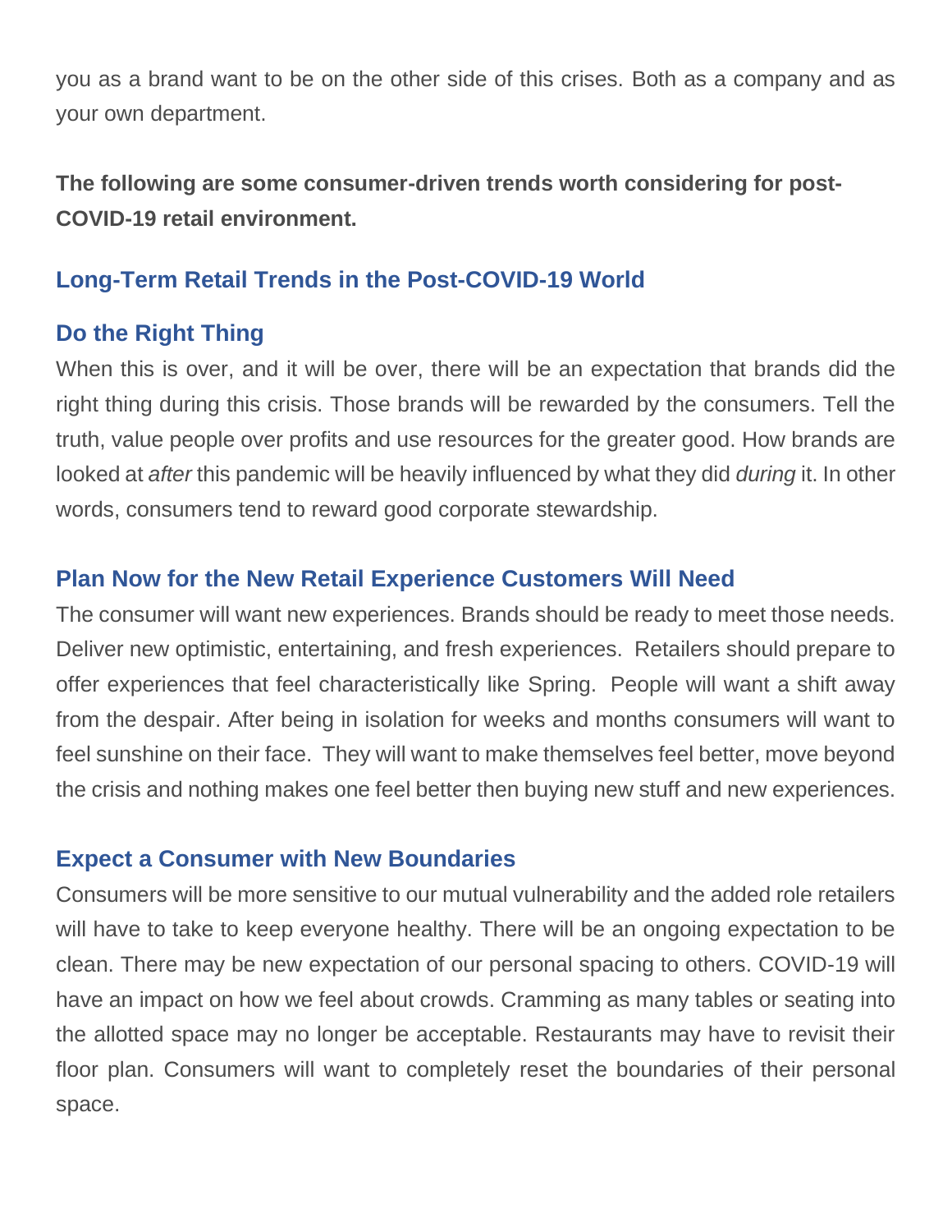you as a brand want to be on the other side of this crises. Both as a company and as your own department.

**The following are some consumer-driven trends worth considering for post-COVID-19 retail environment.**

## Long-Term Retail Trends in the Post-COVID-19 World

### Do the Right Thing

When this is over, and it will be over, there will be an expectation that brands did the right thing during this crisis. Those brands will be rewarded by the consumers. Tell the truth, value people over profits and use resources for the greater good. How brands are looked at *after* this pandemic will be heavily influenced by what they did *during* it. In other words, consumers tend to reward good corporate stewardship.

### Plan Now for the New Retail Experience Customers Will Need

The consumer will want new experiences. Brands should be ready to meet those needs. Deliver new optimistic, entertaining, and fresh experiences. Retailers should prepare to offer experiences that feel characteristically like Spring. People will want a shift away from the despair. After being in isolation for weeks and months consumers will want to feel sunshine on their face. They will want to make themselves feel better, move beyond the crisis and nothing makes one feel better then buying new stuff and new experiences.

### Expect a Consumer with New Boundaries

Consumers will be more sensitive to our mutual vulnerability and the added role retailers will have to take to keep everyone healthy. There will be an ongoing expectation to be clean. There may be new expectation of our personal spacing to others. COVID-19 will have an impact on how we feel about crowds. Cramming as many tables or seating into the allotted space may no longer be acceptable. Restaurants may have to revisit their floor plan. Consumers will want to completely reset the boundaries of their personal space.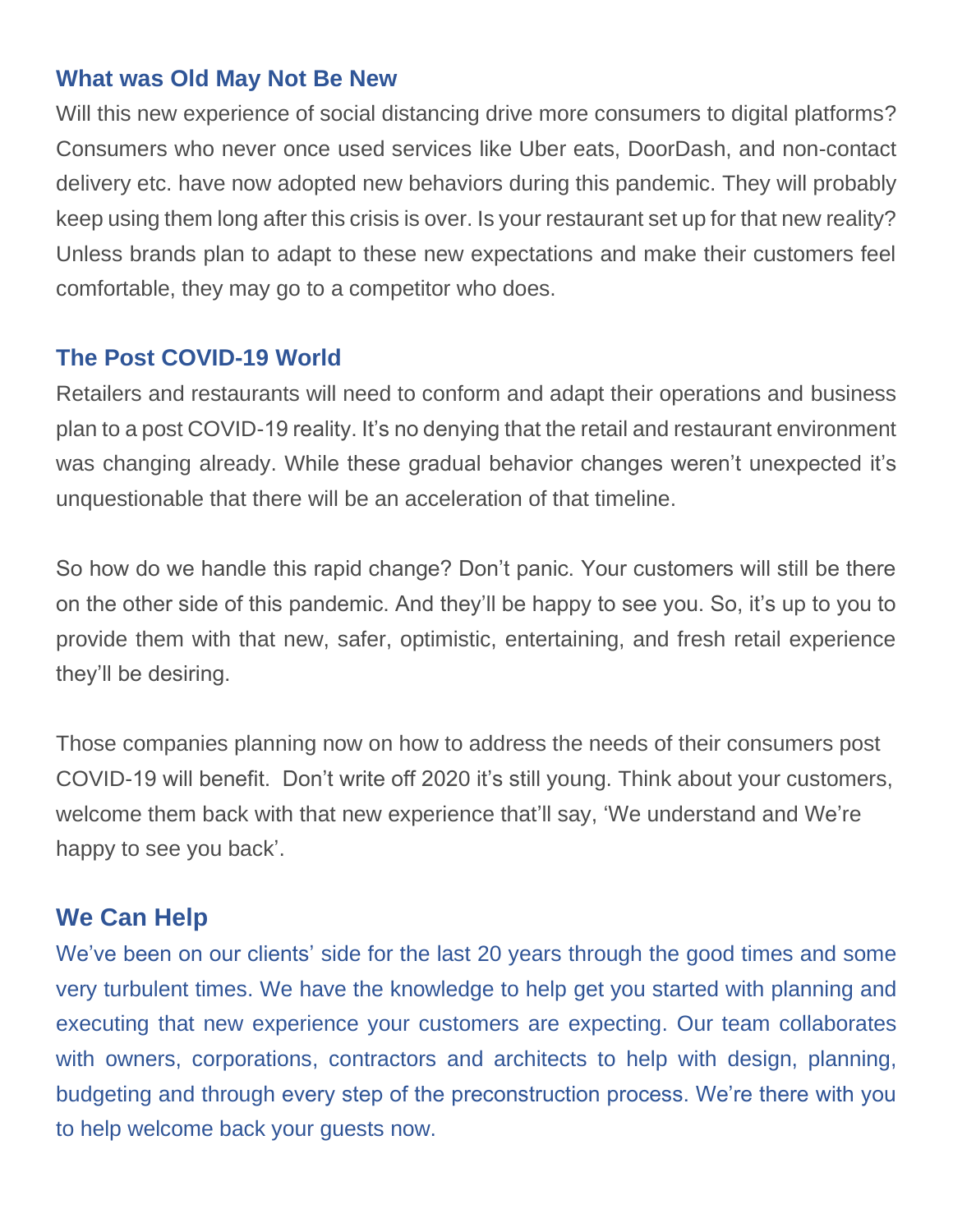## What was Old May Not Be New

Will this new experience of social distancing drive more consumers to digital platforms? Consumers who never once used services like Uber eats, DoorDash, and non-contact delivery etc. have now adopted new behaviors during this pandemic. They will probably keep using them long after this crisis is over. Is your restaurant set up for that new reality? Unless brands plan to adapt to these new expectations and make their customers feel comfortable, they may go to a competitor who does.

## The Post COVID-19 World

Retailers and restaurants will need to conform and adapt their operations and business plan to a post COVID-19 reality. It's no denying that the retail and restaurant environment was changing already. While these gradual behavior changes weren't unexpected it's unquestionable that there will be an acceleration of that timeline.

So how do we handle this rapid change? Don't panic. Your customers will still be there on the other side of this pandemic. And they'll be happy to see you. So, it's up to you to provide them with that new, safer, optimistic, entertaining, and fresh retail experience they'll be desiring.

Those companies planning now on how to address the needs of their consumers post COVID-19 will benefit. Don't write off 2020 it's still young. Think about your customers, welcome them back with that new experience that'll say, 'We understand and We're happy to see you back'.

## We Can Help

We've been on our clients' side for the last 20 years through the good times and some very turbulent times. We have the knowledge to help get you started with planning and executing that new experience your customers are expecting. Our team collaborates with owners, corporations, contractors and architects to help with design, planning, budgeting and through every step of the preconstruction process. We're there with you to help welcome back your guests now.